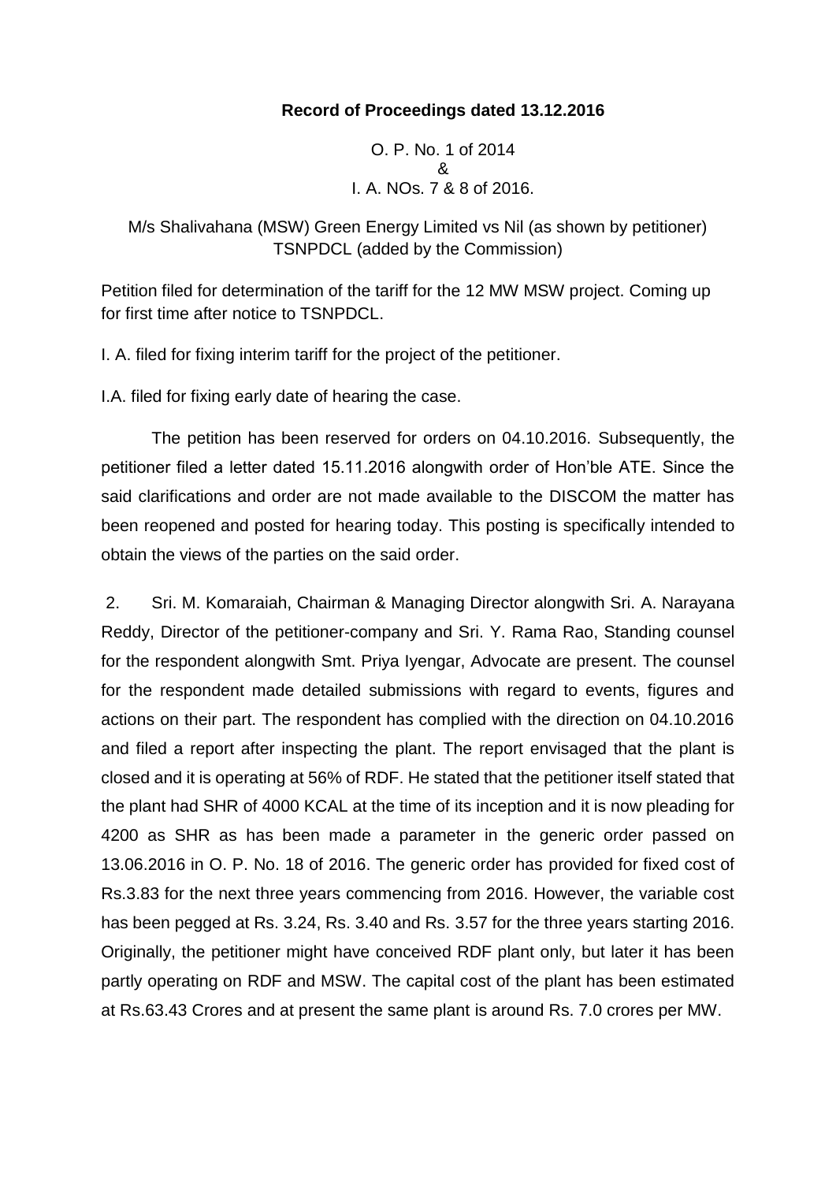**Record of Proceedings dated 13.12.2016**

O. P. No. 1 of 2014
&
I. A. NOs. 7 & 8 of 2016.

M/s Shalivahana (MSW) Green Energy Limited vs Nil (as shown by petitioner) TSNPDCL (added by the Commission)

Petition filed for determination of the tariff for the 12 MW MSW project. Coming up for first time after notice to TSNPDCL.

I. A. filed for fixing interim tariff for the project of the petitioner.

I.A. filed for fixing early date of hearing the case.

The petition has been reserved for orders on 04.10.2016. Subsequently, the petitioner filed a letter dated 15.11.2016 alongwith order of Hon'ble ATE. Since the said clarifications and order are not made available to the DISCOM the matter has been reopened and posted for hearing today. This posting is specifically intended to obtain the views of the parties on the said order.

2. Sri. M. Komaraiah, Chairman & Managing Director alongwith Sri. A. Narayana Reddy, Director of the petitioner-company and Sri. Y. Rama Rao, Standing counsel for the respondent alongwith Smt. Priya Iyengar, Advocate are present. The counsel for the respondent made detailed submissions with regard to events, figures and actions on their part. The respondent has complied with the direction on 04.10.2016 and filed a report after inspecting the plant. The report envisaged that the plant is closed and it is operating at 56% of RDF. He stated that the petitioner itself stated that the plant had SHR of 4000 KCAL at the time of its inception and it is now pleading for 4200 as SHR as has been made a parameter in the generic order passed on 13.06.2016 in O. P. No. 18 of 2016. The generic order has provided for fixed cost of Rs.3.83 for the next three years commencing from 2016. However, the variable cost has been pegged at Rs. 3.24, Rs. 3.40 and Rs. 3.57 for the three years starting 2016. Originally, the petitioner might have conceived RDF plant only, but later it has been partly operating on RDF and MSW. The capital cost of the plant has been estimated at Rs.63.43 Crores and at present the same plant is around Rs. 7.0 crores per MW.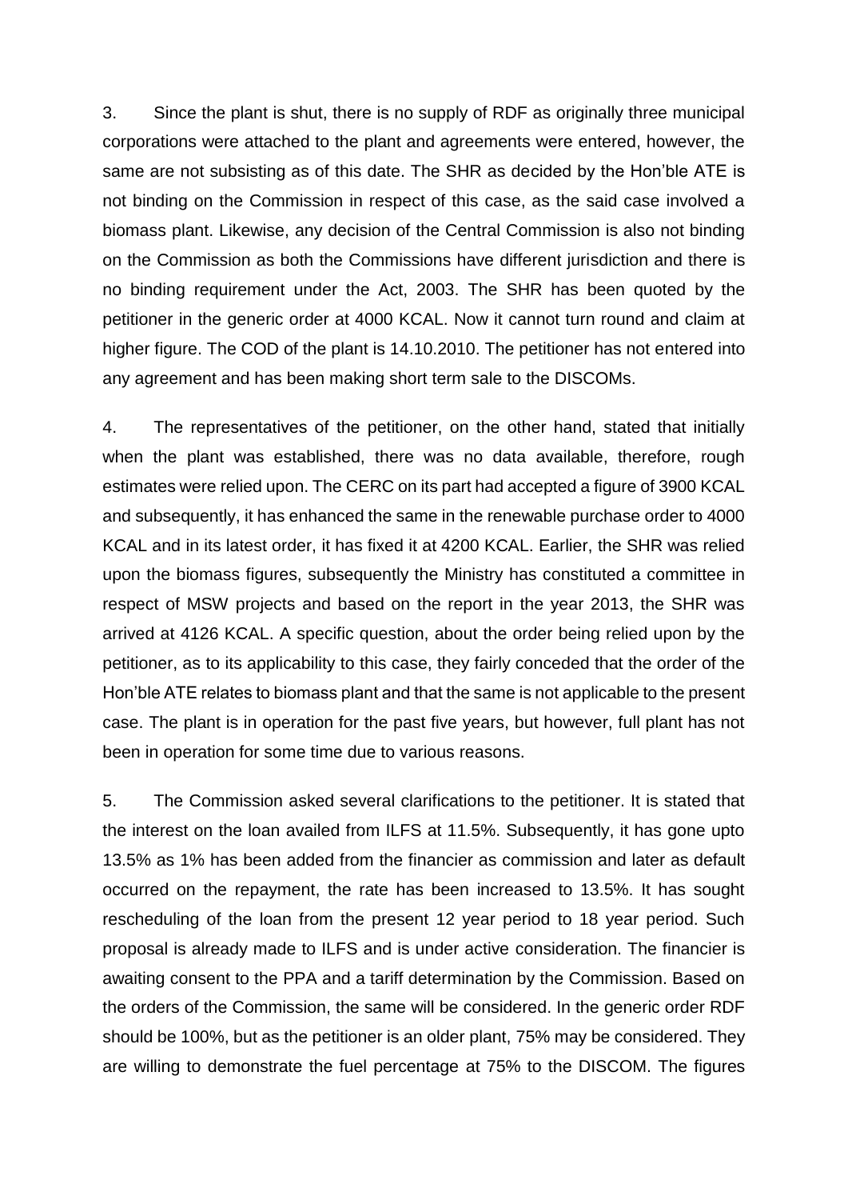3. Since the plant is shut, there is no supply of RDF as originally three municipal corporations were attached to the plant and agreements were entered, however, the same are not subsisting as of this date. The SHR as decided by the Hon'ble ATE is not binding on the Commission in respect of this case, as the said case involved a biomass plant. Likewise, any decision of the Central Commission is also not binding on the Commission as both the Commissions have different jurisdiction and there is no binding requirement under the Act, 2003. The SHR has been quoted by the petitioner in the generic order at 4000 KCAL. Now it cannot turn round and claim at higher figure. The COD of the plant is 14.10.2010. The petitioner has not entered into any agreement and has been making short term sale to the DISCOMs.

4. The representatives of the petitioner, on the other hand, stated that initially when the plant was established, there was no data available, therefore, rough estimates were relied upon. The CERC on its part had accepted a figure of 3900 KCAL and subsequently, it has enhanced the same in the renewable purchase order to 4000 KCAL and in its latest order, it has fixed it at 4200 KCAL. Earlier, the SHR was relied upon the biomass figures, subsequently the Ministry has constituted a committee in respect of MSW projects and based on the report in the year 2013, the SHR was arrived at 4126 KCAL. A specific question, about the order being relied upon by the petitioner, as to its applicability to this case, they fairly conceded that the order of the Hon'ble ATE relates to biomass plant and that the same is not applicable to the present case. The plant is in operation for the past five years, but however, full plant has not been in operation for some time due to various reasons.

5. The Commission asked several clarifications to the petitioner. It is stated that the interest on the loan availed from ILFS at 11.5%. Subsequently, it has gone upto 13.5% as 1% has been added from the financier as commission and later as default occurred on the repayment, the rate has been increased to 13.5%. It has sought rescheduling of the loan from the present 12 year period to 18 year period. Such proposal is already made to ILFS and is under active consideration. The financier is awaiting consent to the PPA and a tariff determination by the Commission. Based on the orders of the Commission, the same will be considered. In the generic order RDF should be 100%, but as the petitioner is an older plant, 75% may be considered. They are willing to demonstrate the fuel percentage at 75% to the DISCOM. The figures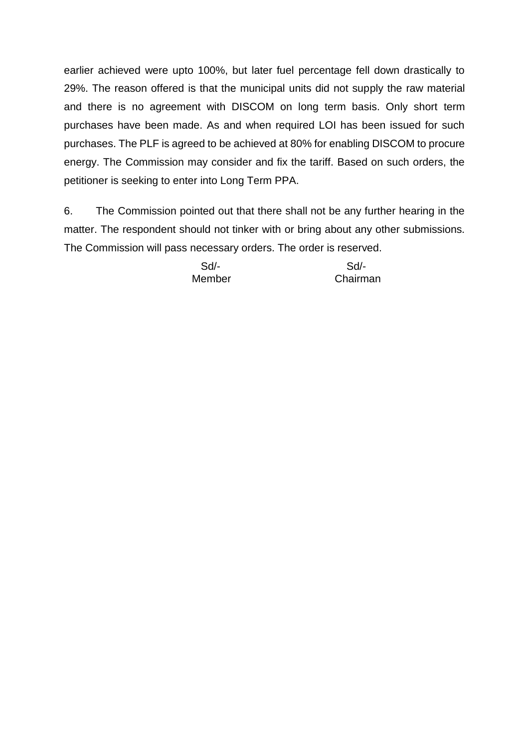earlier achieved were upto 100%, but later fuel percentage fell down drastically to 29%. The reason offered is that the municipal units did not supply the raw material and there is no agreement with DISCOM on long term basis. Only short term purchases have been made. As and when required LOI has been issued for such purchases. The PLF is agreed to be achieved at 80% for enabling DISCOM to procure energy. The Commission may consider and fix the tariff. Based on such orders, the petitioner is seeking to enter into Long Term PPA.

6. The Commission pointed out that there shall not be any further hearing in the matter. The respondent should not tinker with or bring about any other submissions. The Commission will pass necessary orders. The order is reserved.

| | |
|---|---|
| Sd/- | Sd/- |
| Member | Chairman |